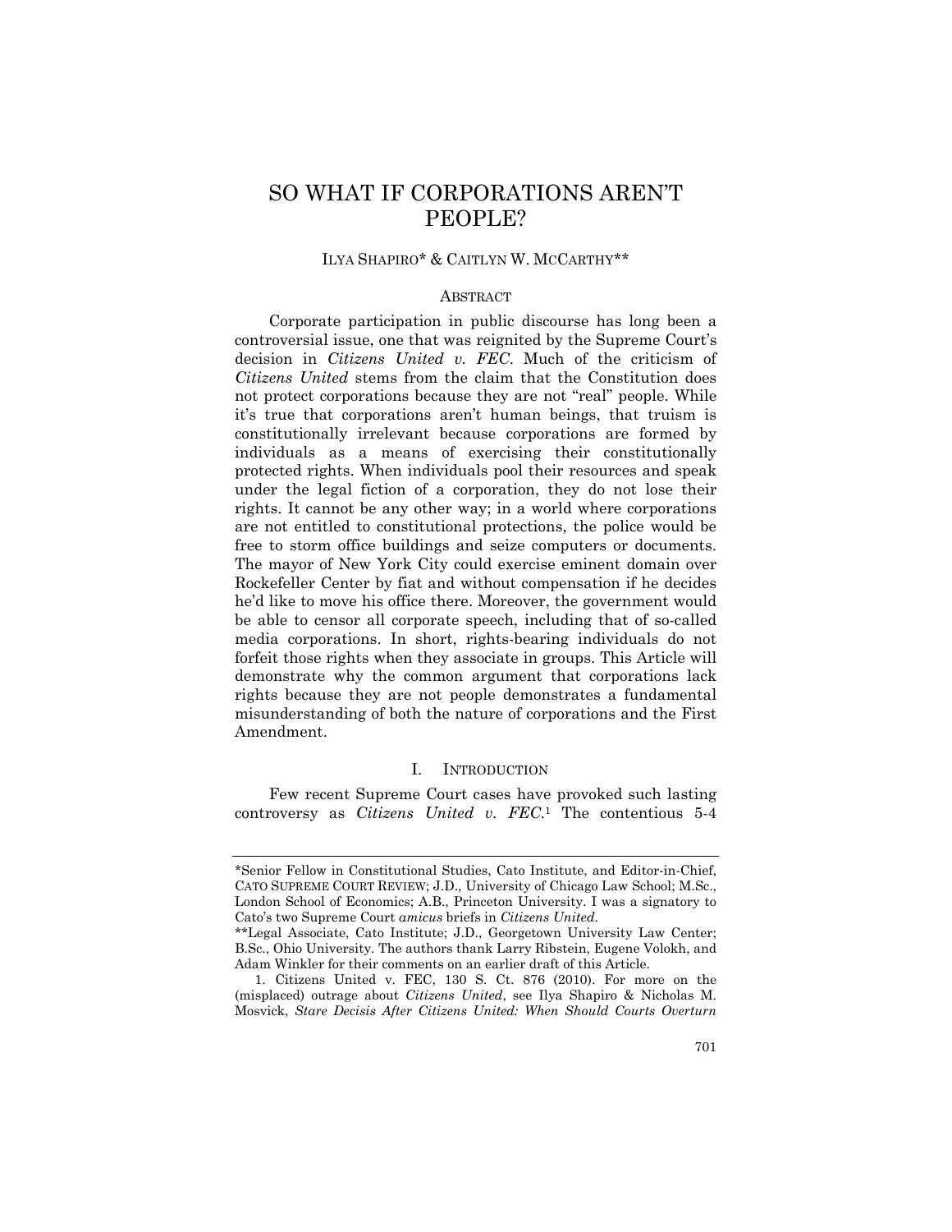# SO WHAT IF CORPORATIONS AREN'T PEOPLE?

ILYA SHAPIRO* & CAITLYN W. MCCARTHY**

## ABSTRACT

Corporate participation in public discourse has long been a controversial issue, one that was reignited by the Supreme Court's decision in *Citizens United v. FEC*. Much of the criticism of *Citizens United* stems from the claim that the Constitution does not protect corporations because they are not "real" people. While it's true that corporations aren't human beings, that truism is constitutionally irrelevant because corporations are formed by individuals as a means of exercising their constitutionally protected rights. When individuals pool their resources and speak under the legal fiction of a corporation, they do not lose their rights. It cannot be any other way; in a world where corporations are not entitled to constitutional protections, the police would be free to storm office buildings and seize computers or documents. The mayor of New York City could exercise eminent domain over Rockefeller Center by fiat and without compensation if he decides he'd like to move his office there. Moreover, the government would be able to censor all corporate speech, including that of so-called media corporations. In short, rights-bearing individuals do not forfeit those rights when they associate in groups. This Article will demonstrate why the common argument that corporations lack rights because they are not people demonstrates a fundamental misunderstanding of both the nature of corporations and the First Amendment.

## I. INTRODUCTION

Few recent Supreme Court cases have provoked such lasting controversy as *Citizens United v. FEC*.[1] The contentious 5-4

---

*Senior Fellow in Constitutional Studies, Cato Institute, and Editor-in-Chief, CATO SUPREME COURT REVIEW; J.D., University of Chicago Law School; M.Sc., London School of Economics; A.B., Princeton University. I was a signatory to Cato's two Supreme Court *amicus* briefs in *Citizens United*.

**Legal Associate, Cato Institute; J.D., Georgetown University Law Center; B.Sc., Ohio University. The authors thank Larry Ribstein, Eugene Volokh, and Adam Winkler for their comments on an earlier draft of this Article.

1. Citizens United v. FEC, 130 S. Ct. 876 (2010). For more on the (misplaced) outrage about *Citizens United*, see Ilya Shapiro & Nicholas M. Mosvick, *Stare Decisis After Citizens United: When Should Courts Overturn*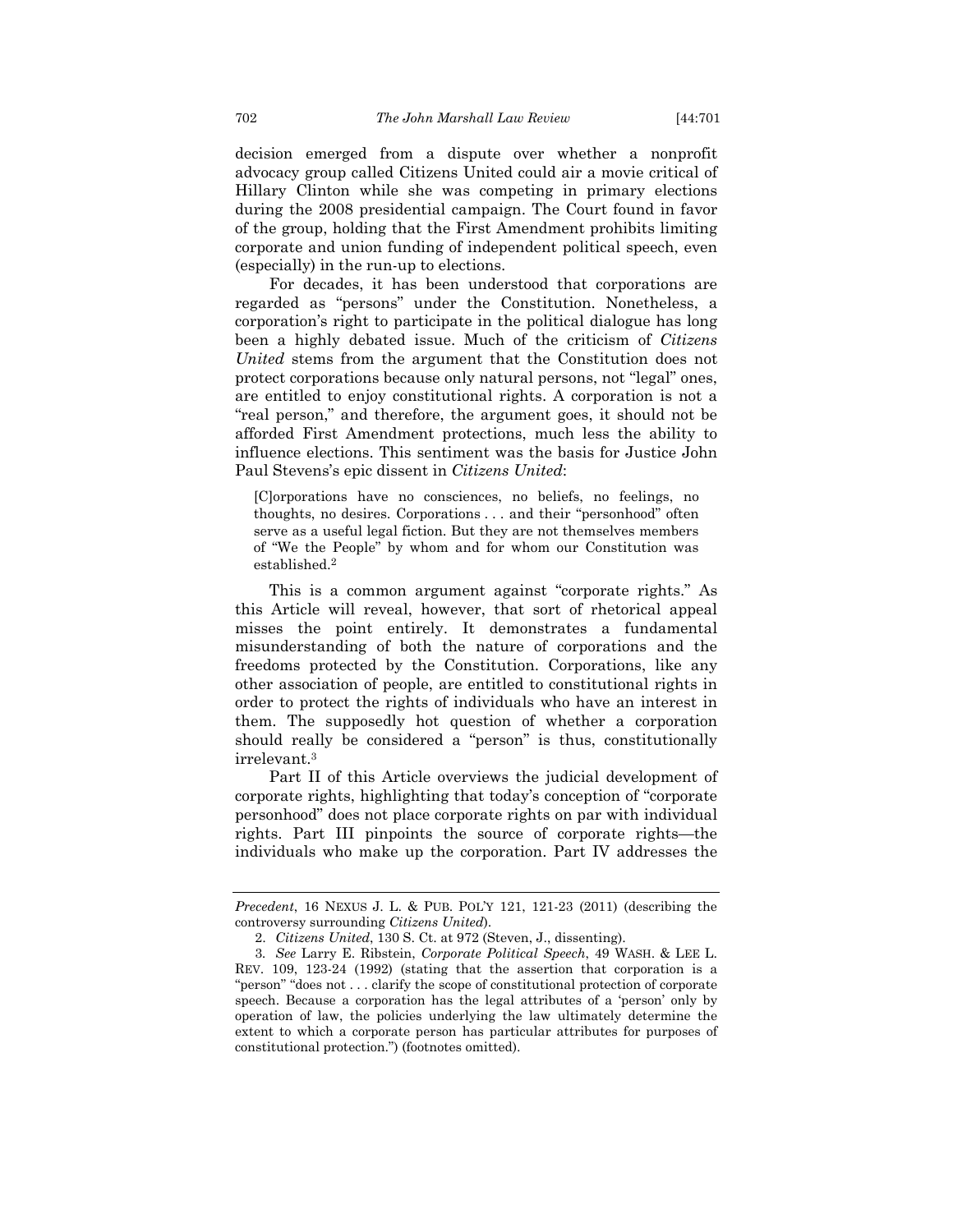decision emerged from a dispute over whether a nonprofit advocacy group called Citizens United could air a movie critical of Hillary Clinton while she was competing in primary elections during the 2008 presidential campaign. The Court found in favor of the group, holding that the First Amendment prohibits limiting corporate and union funding of independent political speech, even (especially) in the run-up to elections.

For decades, it has been understood that corporations are regarded as "persons" under the Constitution. Nonetheless, a corporation's right to participate in the political dialogue has long been a highly debated issue. Much of the criticism of *Citizens United* stems from the argument that the Constitution does not protect corporations because only natural persons, not "legal" ones, are entitled to enjoy constitutional rights. A corporation is not a "real person," and therefore, the argument goes, it should not be afforded First Amendment protections, much less the ability to influence elections. This sentiment was the basis for Justice John Paul Stevens's epic dissent in *Citizens United*:

> [C]orporations have no consciences, no beliefs, no feelings, no thoughts, no desires. Corporations . . . and their "personhood" often serve as a useful legal fiction. But they are not themselves members of "We the People" by whom and for whom our Constitution was established.[2]

This is a common argument against "corporate rights." As this Article will reveal, however, that sort of rhetorical appeal misses the point entirely. It demonstrates a fundamental misunderstanding of both the nature of corporations and the freedoms protected by the Constitution. Corporations, like any other association of people, are entitled to constitutional rights in order to protect the rights of individuals who have an interest in them. The supposedly hot question of whether a corporation should really be considered a "person" is thus, constitutionally irrelevant.[3]

Part II of this Article overviews the judicial development of corporate rights, highlighting that today's conception of "corporate personhood" does not place corporate rights on par with individual rights. Part III pinpoints the source of corporate rights—the individuals who make up the corporation. Part IV addresses the

---

*Precedent*, 16 NEXUS J. L. & PUB. POL'Y 121, 121-23 (2011) (describing the controversy surrounding *Citizens United*).

2. *Citizens United*, 130 S. Ct. at 972 (Steven, J., dissenting).

3. *See* Larry E. Ribstein, *Corporate Political Speech*, 49 WASH. & LEE L. REV. 109, 123-24 (1992) (stating that the assertion that corporation is a "person" "does not . . . clarify the scope of constitutional protection of corporate speech. Because a corporation has the legal attributes of a 'person' only by operation of law, the policies underlying the law ultimately determine the extent to which a corporate person has particular attributes for purposes of constitutional protection.") (footnotes omitted).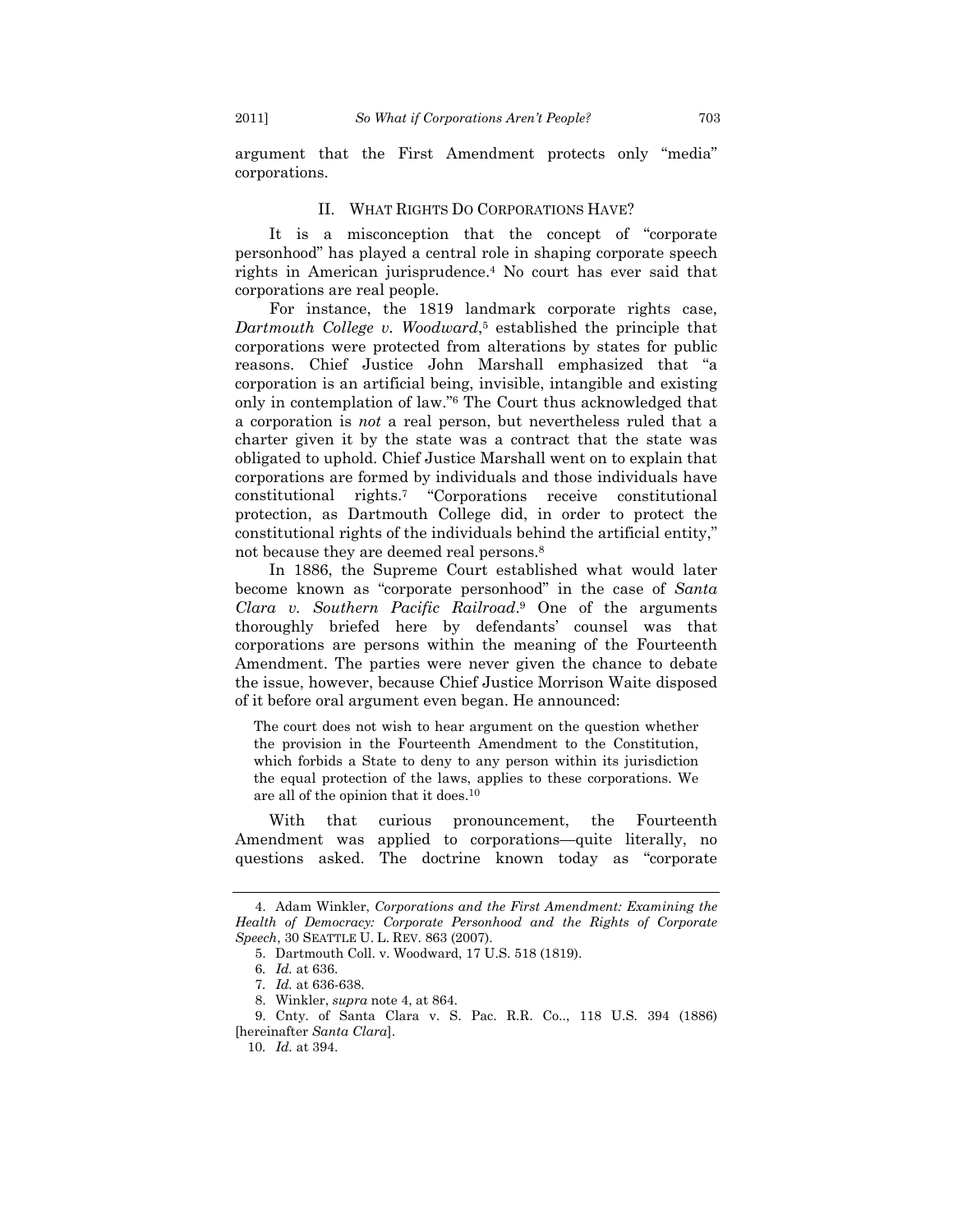argument that the First Amendment protects only "media" corporations.

## II. WHAT RIGHTS DO CORPORATIONS HAVE?

It is a misconception that the concept of "corporate personhood" has played a central role in shaping corporate speech rights in American jurisprudence.[4] No court has ever said that corporations are real people.

For instance, the 1819 landmark corporate rights case, *Dartmouth College v. Woodward*,[5] established the principle that corporations were protected from alterations by states for public reasons. Chief Justice John Marshall emphasized that "a corporation is an artificial being, invisible, intangible and existing only in contemplation of law."[6] The Court thus acknowledged that a corporation is *not* a real person, but nevertheless ruled that a charter given it by the state was a contract that the state was obligated to uphold. Chief Justice Marshall went on to explain that corporations are formed by individuals and those individuals have constitutional rights.[7] "Corporations receive constitutional protection, as Dartmouth College did, in order to protect the constitutional rights of the individuals behind the artificial entity," not because they are deemed real persons.[8]

In 1886, the Supreme Court established what would later become known as "corporate personhood" in the case of *Santa Clara v. Southern Pacific Railroad*.[9] One of the arguments thoroughly briefed here by defendants' counsel was that corporations are persons within the meaning of the Fourteenth Amendment. The parties were never given the chance to debate the issue, however, because Chief Justice Morrison Waite disposed of it before oral argument even began. He announced:

> The court does not wish to hear argument on the question whether the provision in the Fourteenth Amendment to the Constitution, which forbids a State to deny to any person within its jurisdiction the equal protection of the laws, applies to these corporations. We are all of the opinion that it does.[10]

With that curious pronouncement, the Fourteenth Amendment was applied to corporations—quite literally, no questions asked. The doctrine known today as "corporate

---

4. Adam Winkler, *Corporations and the First Amendment: Examining the Health of Democracy: Corporate Personhood and the Rights of Corporate Speech*, 30 SEATTLE U. L. REV. 863 (2007).

5. Dartmouth Coll. v. Woodward, 17 U.S. 518 (1819).

6. *Id.* at 636.

7. *Id.* at 636-638.

8. Winkler, *supra* note 4, at 864.

9. Cnty. of Santa Clara v. S. Pac. R.R. Co.., 118 U.S. 394 (1886) [hereinafter *Santa Clara*].

10. *Id.* at 394.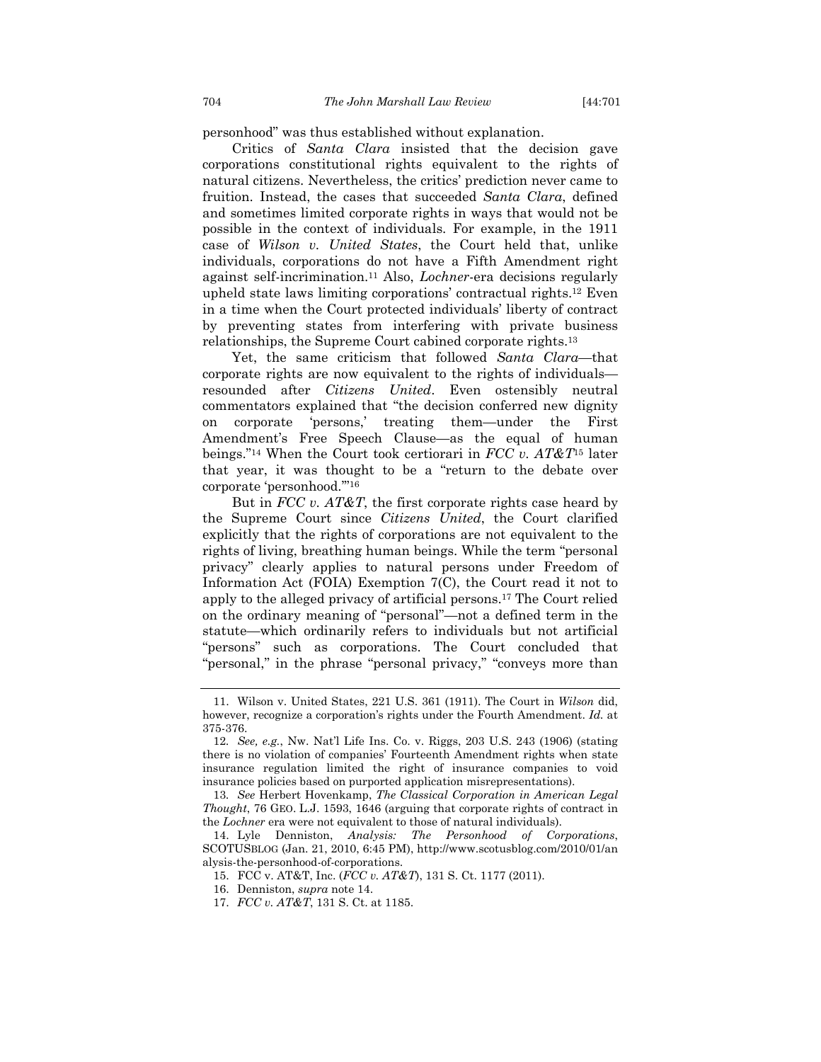personhood" was thus established without explanation.

Critics of *Santa Clara* insisted that the decision gave corporations constitutional rights equivalent to the rights of natural citizens. Nevertheless, the critics' prediction never came to fruition. Instead, the cases that succeeded *Santa Clara*, defined and sometimes limited corporate rights in ways that would not be possible in the context of individuals. For example, in the 1911 case of *Wilson v. United States*, the Court held that, unlike individuals, corporations do not have a Fifth Amendment right against self-incrimination.[11] Also, *Lochner*-era decisions regularly upheld state laws limiting corporations' contractual rights.[12] Even in a time when the Court protected individuals' liberty of contract by preventing states from interfering with private business relationships, the Supreme Court cabined corporate rights.[13]

Yet, the same criticism that followed *Santa Clara*—that corporate rights are now equivalent to the rights of individuals—resounded after *Citizens United*. Even ostensibly neutral commentators explained that "the decision conferred new dignity on corporate 'persons,' treating them—under the First Amendment's Free Speech Clause—as the equal of human beings."[14] When the Court took certiorari in *FCC v. AT&T*[15] later that year, it was thought to be a "return to the debate over corporate 'personhood.'"[16]

But in *FCC v. AT&T*, the first corporate rights case heard by the Supreme Court since *Citizens United*, the Court clarified explicitly that the rights of corporations are not equivalent to the rights of living, breathing human beings. While the term "personal privacy" clearly applies to natural persons under Freedom of Information Act (FOIA) Exemption 7(C), the Court read it not to apply to the alleged privacy of artificial persons.[17] The Court relied on the ordinary meaning of "personal"—not a defined term in the statute—which ordinarily refers to individuals but not artificial "persons" such as corporations. The Court concluded that "personal," in the phrase "personal privacy," "conveys more than

---

11. Wilson v. United States, 221 U.S. 361 (1911). The Court in *Wilson* did, however, recognize a corporation's rights under the Fourth Amendment. *Id.* at 375-376.

12. *See, e.g.*, Nw. Nat'l Life Ins. Co. v. Riggs, 203 U.S. 243 (1906) (stating there is no violation of companies' Fourteenth Amendment rights when state insurance regulation limited the right of insurance companies to void insurance policies based on purported application misrepresentations).

13. *See* Herbert Hovenkamp, *The Classical Corporation in American Legal Thought*, 76 GEO. L.J. 1593, 1646 (arguing that corporate rights of contract in the *Lochner* era were not equivalent to those of natural individuals).

14. Lyle Denniston, *Analysis: The Personhood of Corporations*, SCOTUSBLOG (Jan. 21, 2010, 6:45 PM), http://www.scotusblog.com/2010/01/analysis-the-personhood-of-corporations.

15. FCC v. AT&T, Inc. (*FCC v. AT&T*), 131 S. Ct. 1177 (2011).

16. Denniston, *supra* note 14.

17. *FCC v. AT&T*, 131 S. Ct. at 1185.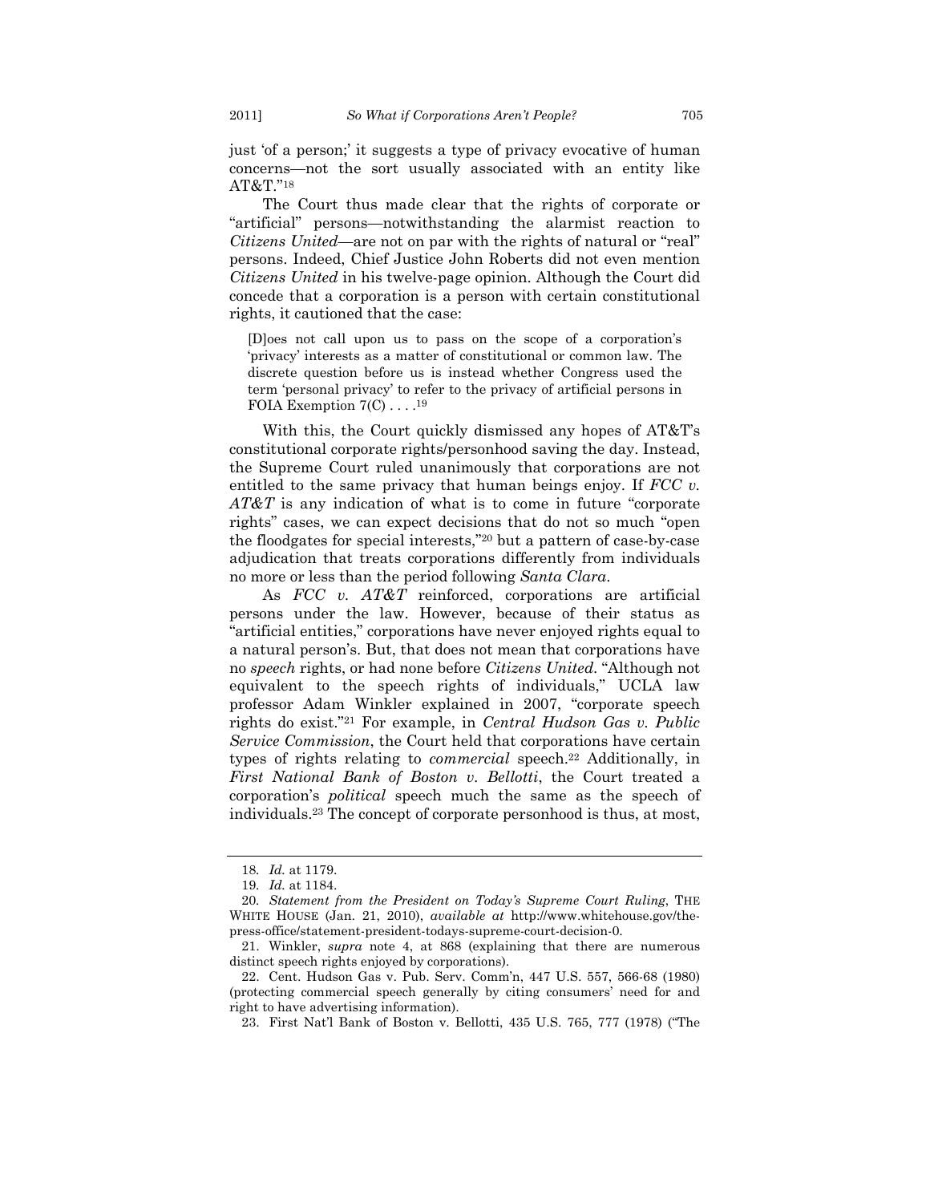just 'of a person;' it suggests a type of privacy evocative of human concerns—not the sort usually associated with an entity like AT&T."[18]

The Court thus made clear that the rights of corporate or "artificial" persons—notwithstanding the alarmist reaction to *Citizens United*—are not on par with the rights of natural or "real" persons. Indeed, Chief Justice John Roberts did not even mention *Citizens United* in his twelve-page opinion. Although the Court did concede that a corporation is a person with certain constitutional rights, it cautioned that the case:

> [D]oes not call upon us to pass on the scope of a corporation's 'privacy' interests as a matter of constitutional or common law. The discrete question before us is instead whether Congress used the term 'personal privacy' to refer to the privacy of artificial persons in FOIA Exemption 7(C) . . . .[19]

With this, the Court quickly dismissed any hopes of AT&T's constitutional corporate rights/personhood saving the day. Instead, the Supreme Court ruled unanimously that corporations are not entitled to the same privacy that human beings enjoy. If *FCC v. AT&T* is any indication of what is to come in future "corporate rights" cases, we can expect decisions that do not so much "open the floodgates for special interests,"[20] but a pattern of case-by-case adjudication that treats corporations differently from individuals no more or less than the period following *Santa Clara*.

As *FCC v. AT&T* reinforced, corporations are artificial persons under the law. However, because of their status as "artificial entities," corporations have never enjoyed rights equal to a natural person's. But, that does not mean that corporations have no *speech* rights, or had none before *Citizens United*. "Although not equivalent to the speech rights of individuals," UCLA law professor Adam Winkler explained in 2007, "corporate speech rights do exist."[21] For example, in *Central Hudson Gas v. Public Service Commission*, the Court held that corporations have certain types of rights relating to *commercial* speech.[22] Additionally, in *First National Bank of Boston v. Bellotti*, the Court treated a corporation's *political* speech much the same as the speech of individuals.[23] The concept of corporate personhood is thus, at most,

---

18. *Id.* at 1179.

19. *Id.* at 1184.

20. *Statement from the President on Today's Supreme Court Ruling*, THE WHITE HOUSE (Jan. 21, 2010), *available at* http://www.whitehouse.gov/the-press-office/statement-president-todays-supreme-court-decision-0.

21. Winkler, *supra* note 4, at 868 (explaining that there are numerous distinct speech rights enjoyed by corporations).

22. Cent. Hudson Gas v. Pub. Serv. Comm'n, 447 U.S. 557, 566-68 (1980) (protecting commercial speech generally by citing consumers' need for and right to have advertising information).

23. First Nat'l Bank of Boston v. Bellotti, 435 U.S. 765, 777 (1978) ("The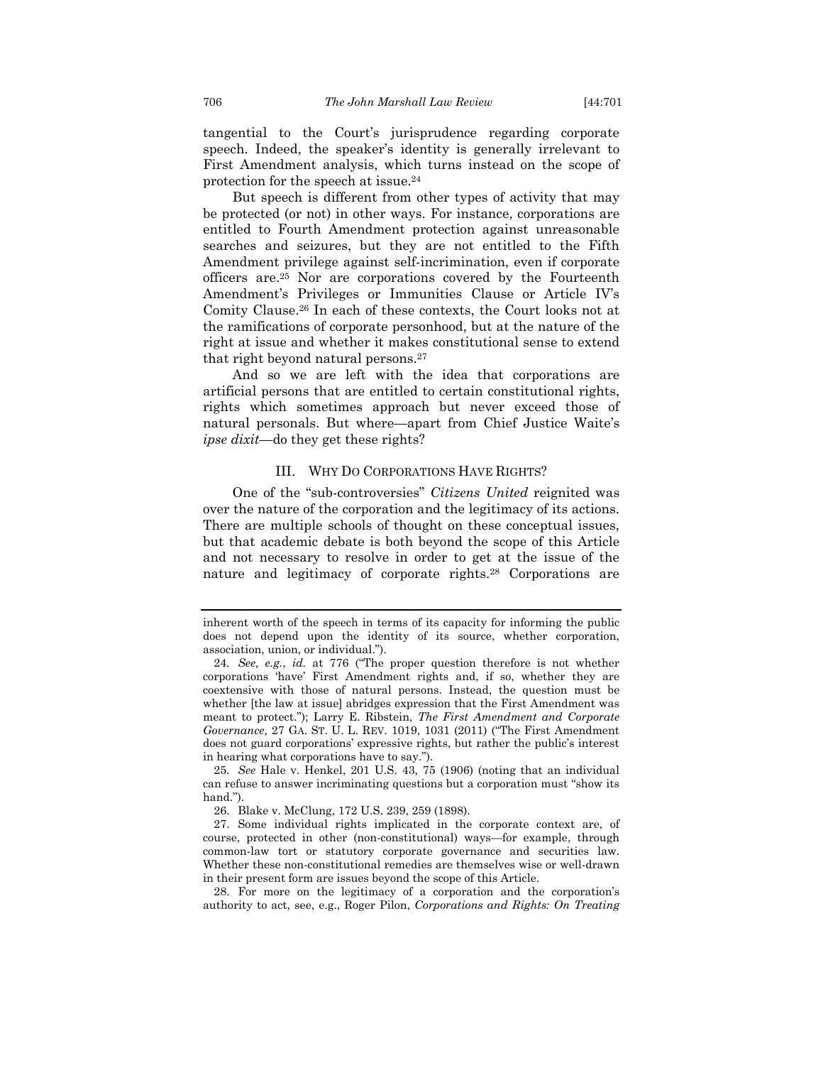tangential to the Court's jurisprudence regarding corporate speech. Indeed, the speaker's identity is generally irrelevant to First Amendment analysis, which turns instead on the scope of protection for the speech at issue.[24]

But speech is different from other types of activity that may be protected (or not) in other ways. For instance, corporations are entitled to Fourth Amendment protection against unreasonable searches and seizures, but they are not entitled to the Fifth Amendment privilege against self-incrimination, even if corporate officers are.[25] Nor are corporations covered by the Fourteenth Amendment's Privileges or Immunities Clause or Article IV's Comity Clause.[26] In each of these contexts, the Court looks not at the ramifications of corporate personhood, but at the nature of the right at issue and whether it makes constitutional sense to extend that right beyond natural persons.[27]

And so we are left with the idea that corporations are artificial persons that are entitled to certain constitutional rights, rights which sometimes approach but never exceed those of natural personals. But where—apart from Chief Justice Waite's *ipse dixit*—do they get these rights?

## III. WHY DO CORPORATIONS HAVE RIGHTS?

One of the "sub-controversies" *Citizens United* reignited was over the nature of the corporation and the legitimacy of its actions. There are multiple schools of thought on these conceptual issues, but that academic debate is both beyond the scope of this Article and not necessary to resolve in order to get at the issue of the nature and legitimacy of corporate rights.[28] Corporations are

---

inherent worth of the speech in terms of its capacity for informing the public does not depend upon the identity of its source, whether corporation, association, union, or individual.").

24. *See, e.g.*, *id.* at 776 ("The proper question therefore is not whether corporations 'have' First Amendment rights and, if so, whether they are coextensive with those of natural persons. Instead, the question must be whether [the law at issue] abridges expression that the First Amendment was meant to protect."); Larry E. Ribstein, *The First Amendment and Corporate Governance*, 27 GA. ST. U. L. REV. 1019, 1031 (2011) ("The First Amendment does not guard corporations' expressive rights, but rather the public's interest in hearing what corporations have to say.").

25. *See* Hale v. Henkel, 201 U.S. 43, 75 (1906) (noting that an individual can refuse to answer incriminating questions but a corporation must "show its hand.").

26. Blake v. McClung, 172 U.S. 239, 259 (1898).

27. Some individual rights implicated in the corporate context are, of course, protected in other (non-constitutional) ways—for example, through common-law tort or statutory corporate governance and securities law. Whether these non-constitutional remedies are themselves wise or well-drawn in their present form are issues beyond the scope of this Article.

28. For more on the legitimacy of a corporation and the corporation's authority to act, see, e.g., Roger Pilon, *Corporations and Rights: On Treating*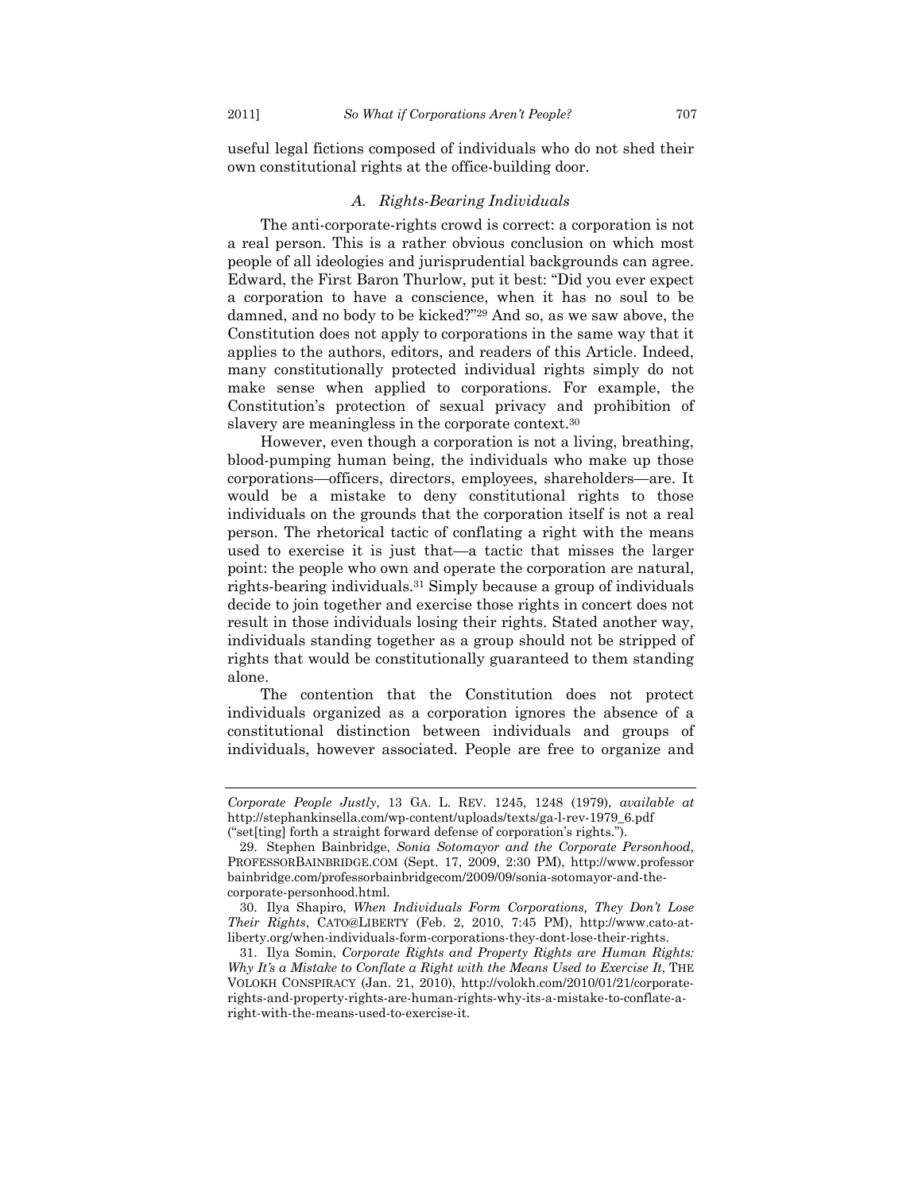useful legal fictions composed of individuals who do not shed their own constitutional rights at the office-building door.

### *A. Rights-Bearing Individuals*

The anti-corporate-rights crowd is correct: a corporation is not a real person. This is a rather obvious conclusion on which most people of all ideologies and jurisprudential backgrounds can agree. Edward, the First Baron Thurlow, put it best: "Did you ever expect a corporation to have a conscience, when it has no soul to be damned, and no body to be kicked?"[29] And so, as we saw above, the Constitution does not apply to corporations in the same way that it applies to the authors, editors, and readers of this Article. Indeed, many constitutionally protected individual rights simply do not make sense when applied to corporations. For example, the Constitution's protection of sexual privacy and prohibition of slavery are meaningless in the corporate context.[30]

However, even though a corporation is not a living, breathing, blood-pumping human being, the individuals who make up those corporations—officers, directors, employees, shareholders—are. It would be a mistake to deny constitutional rights to those individuals on the grounds that the corporation itself is not a real person. The rhetorical tactic of conflating a right with the means used to exercise it is just that—a tactic that misses the larger point: the people who own and operate the corporation are natural, rights-bearing individuals.[31] Simply because a group of individuals decide to join together and exercise those rights in concert does not result in those individuals losing their rights. Stated another way, individuals standing together as a group should not be stripped of rights that would be constitutionally guaranteed to them standing alone.

The contention that the Constitution does not protect individuals organized as a corporation ignores the absence of a constitutional distinction between individuals and groups of individuals, however associated. People are free to organize and

---

*Corporate People Justly*, 13 GA. L. REV. 1245, 1248 (1979), *available at* http://stephankinsella.com/wp-content/uploads/texts/ga-l-rev-1979_6.pdf ("set[ting] forth a straight forward defense of corporation's rights.").

29. Stephen Bainbridge, *Sonia Sotomayor and the Corporate Personhood*, PROFESSORBAINBRIDGE.COM (Sept. 17, 2009, 2:30 PM), http://www.professorbainbridge.com/professorbainbridgecom/2009/09/sonia-sotomayor-and-the-corporate-personhood.html.

30. Ilya Shapiro, *When Individuals Form Corporations, They Don't Lose Their Rights*, CATO@LIBERTY (Feb. 2, 2010, 7:45 PM), http://www.cato-at-liberty.org/when-individuals-form-corporations-they-dont-lose-their-rights.

31. Ilya Somin, *Corporate Rights and Property Rights are Human Rights: Why It's a Mistake to Conflate a Right with the Means Used to Exercise It*, THE VOLOKH CONSPIRACY (Jan. 21, 2010), http://volokh.com/2010/01/21/corporate-rights-and-property-rights-are-human-rights-why-its-a-mistake-to-conflate-a-right-with-the-means-used-to-exercise-it.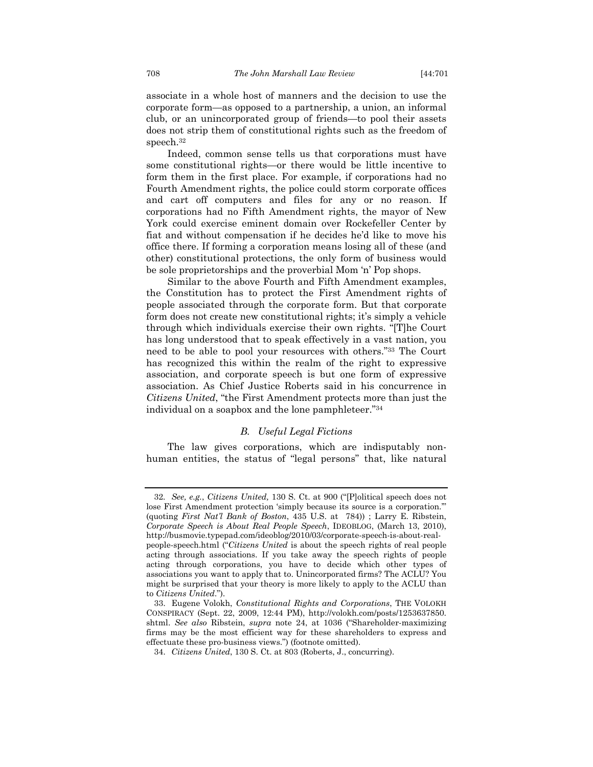associate in a whole host of manners and the decision to use the corporate form—as opposed to a partnership, a union, an informal club, or an unincorporated group of friends—to pool their assets does not strip them of constitutional rights such as the freedom of speech.[32]

Indeed, common sense tells us that corporations must have some constitutional rights—or there would be little incentive to form them in the first place. For example, if corporations had no Fourth Amendment rights, the police could storm corporate offices and cart off computers and files for any or no reason. If corporations had no Fifth Amendment rights, the mayor of New York could exercise eminent domain over Rockefeller Center by fiat and without compensation if he decides he'd like to move his office there. If forming a corporation means losing all of these (and other) constitutional protections, the only form of business would be sole proprietorships and the proverbial Mom 'n' Pop shops.

Similar to the above Fourth and Fifth Amendment examples, the Constitution has to protect the First Amendment rights of people associated through the corporate form. But that corporate form does not create new constitutional rights; it's simply a vehicle through which individuals exercise their own rights. "[T]he Court has long understood that to speak effectively in a vast nation, you need to be able to pool your resources with others."[33] The Court has recognized this within the realm of the right to expressive association, and corporate speech is but one form of expressive association. As Chief Justice Roberts said in his concurrence in *Citizens United*, "the First Amendment protects more than just the individual on a soapbox and the lone pamphleteer."[34]

### *B. Useful Legal Fictions*

The law gives corporations, which are indisputably non-human entities, the status of "legal persons" that, like natural

---

32. *See, e.g.*, *Citizens United,* 130 S. Ct. at 900 ("[P]olitical speech does not lose First Amendment protection 'simply because its source is a corporation.'" (quoting *First Nat'l Bank of Boston*, 435 U.S. at 784)) ; Larry E. Ribstein, *Corporate Speech is About Real People Speech*, IDEOBLOG, (March 13, 2010), http://busmovie.typepad.com/ideoblog/2010/03/corporate-speech-is-about-real-people-speech.html ("*Citizens United* is about the speech rights of real people acting through associations. If you take away the speech rights of people acting through corporations, you have to decide which other types of associations you want to apply that to. Unincorporated firms? The ACLU? You might be surprised that your theory is more likely to apply to the ACLU than to *Citizens United*.").

33. Eugene Volokh, *Constitutional Rights and Corporations*, THE VOLOKH CONSPIRACY (Sept. 22, 2009, 12:44 PM), http://volokh.com/posts/1253637850.shtml. *See also* Ribstein, *supra* note 24, at 1036 ("Shareholder-maximizing firms may be the most efficient way for these shareholders to express and effectuate these pro-business views.") (footnote omitted).

34. *Citizens United*, 130 S. Ct. at 803 (Roberts, J., concurring).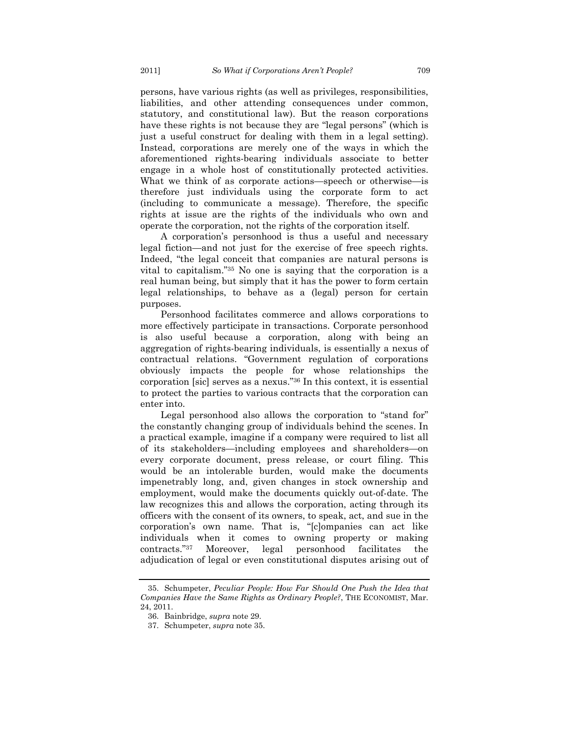persons, have various rights (as well as privileges, responsibilities, liabilities, and other attending consequences under common, statutory, and constitutional law). But the reason corporations have these rights is not because they are "legal persons" (which is just a useful construct for dealing with them in a legal setting). Instead, corporations are merely one of the ways in which the aforementioned rights-bearing individuals associate to better engage in a whole host of constitutionally protected activities. What we think of as corporate actions—speech or otherwise—is therefore just individuals using the corporate form to act (including to communicate a message). Therefore, the specific rights at issue are the rights of the individuals who own and operate the corporation, not the rights of the corporation itself.

A corporation's personhood is thus a useful and necessary legal fiction—and not just for the exercise of free speech rights. Indeed, "the legal conceit that companies are natural persons is vital to capitalism."[35] No one is saying that the corporation is a real human being, but simply that it has the power to form certain legal relationships, to behave as a (legal) person for certain purposes.

Personhood facilitates commerce and allows corporations to more effectively participate in transactions. Corporate personhood is also useful because a corporation, along with being an aggregation of rights-bearing individuals, is essentially a nexus of contractual relations. "Government regulation of corporations obviously impacts the people for whose relationships the corporation [sic] serves as a nexus."[36] In this context, it is essential to protect the parties to various contracts that the corporation can enter into.

Legal personhood also allows the corporation to "stand for" the constantly changing group of individuals behind the scenes. In a practical example, imagine if a company were required to list all of its stakeholders—including employees and shareholders—on every corporate document, press release, or court filing. This would be an intolerable burden, would make the documents impenetrably long, and, given changes in stock ownership and employment, would make the documents quickly out-of-date. The law recognizes this and allows the corporation, acting through its officers with the consent of its owners, to speak, act, and sue in the corporation's own name. That is, "[c]ompanies can act like individuals when it comes to owning property or making contracts."[37] Moreover, legal personhood facilitates the adjudication of legal or even constitutional disputes arising out of

---

35. Schumpeter, *Peculiar People: How Far Should One Push the Idea that Companies Have the Same Rights as Ordinary People?*, THE ECONOMIST, Mar. 24, 2011.

36. Bainbridge, *supra* note 29.

37. Schumpeter, *supra* note 35.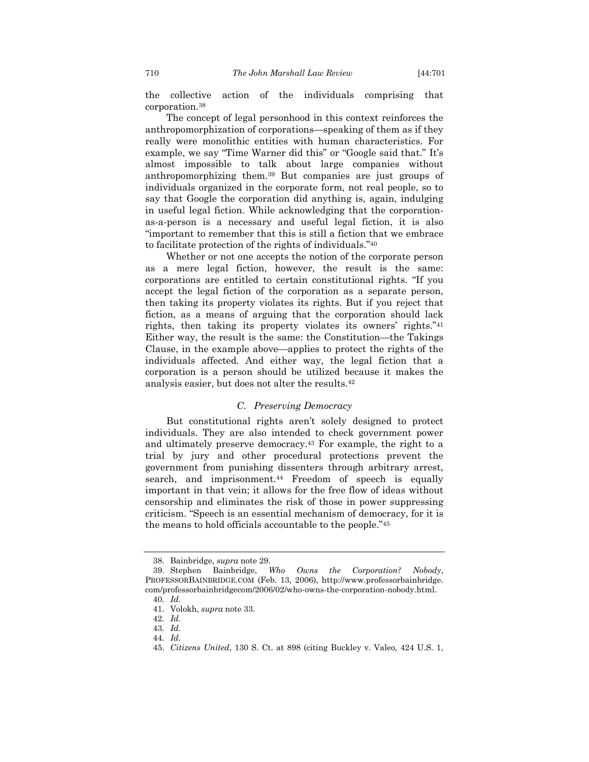the collective action of the individuals comprising that corporation.[38]

The concept of legal personhood in this context reinforces the anthropomorphization of corporations—speaking of them as if they really were monolithic entities with human characteristics. For example, we say "Time Warner did this" or "Google said that." It's almost impossible to talk about large companies without anthropomorphizing them.[39] But companies are just groups of individuals organized in the corporate form, not real people, so to say that Google the corporation did anything is, again, indulging in useful legal fiction. While acknowledging that the corporation-as-a-person is a necessary and useful legal fiction, it is also "important to remember that this is still a fiction that we embrace to facilitate protection of the rights of individuals."[40]

Whether or not one accepts the notion of the corporate person as a mere legal fiction, however, the result is the same: corporations are entitled to certain constitutional rights. "If you accept the legal fiction of the corporation as a separate person, then taking its property violates its rights. But if you reject that fiction, as a means of arguing that the corporation should lack rights, then taking its property violates its owners' rights."[41] Either way, the result is the same: the Constitution—the Takings Clause, in the example above—applies to protect the rights of the individuals affected. And either way, the legal fiction that a corporation is a person should be utilized because it makes the analysis easier, but does not alter the results.[42]

### C. *Preserving Democracy*

But constitutional rights aren't solely designed to protect individuals. They are also intended to check government power and ultimately preserve democracy.[43] For example, the right to a trial by jury and other procedural protections prevent the government from punishing dissenters through arbitrary arrest, search, and imprisonment.[44] Freedom of speech is equally important in that vein; it allows for the free flow of ideas without censorship and eliminates the risk of those in power suppressing criticism. "Speech is an essential mechanism of democracy, for it is the means to hold officials accountable to the people."[45]

---

38. Bainbridge, *supra* note 29.

39. Stephen Bainbridge, *Who Owns the Corporation? Nobody*, PROFESSORBAINBRIDGE.COM (Feb. 13, 2006), http://www.professorbainbridge.com/professorbainbridgecom/2006/02/who-owns-the-corporation-nobody.html.

40. *Id.*

41. Volokh, *supra* note 33.

42. *Id.*

43. *Id.*

44. *Id.*

45. *Citizens United*, 130 S. Ct. at 898 (citing Buckley v. Valeo*,* 424 U.S. 1,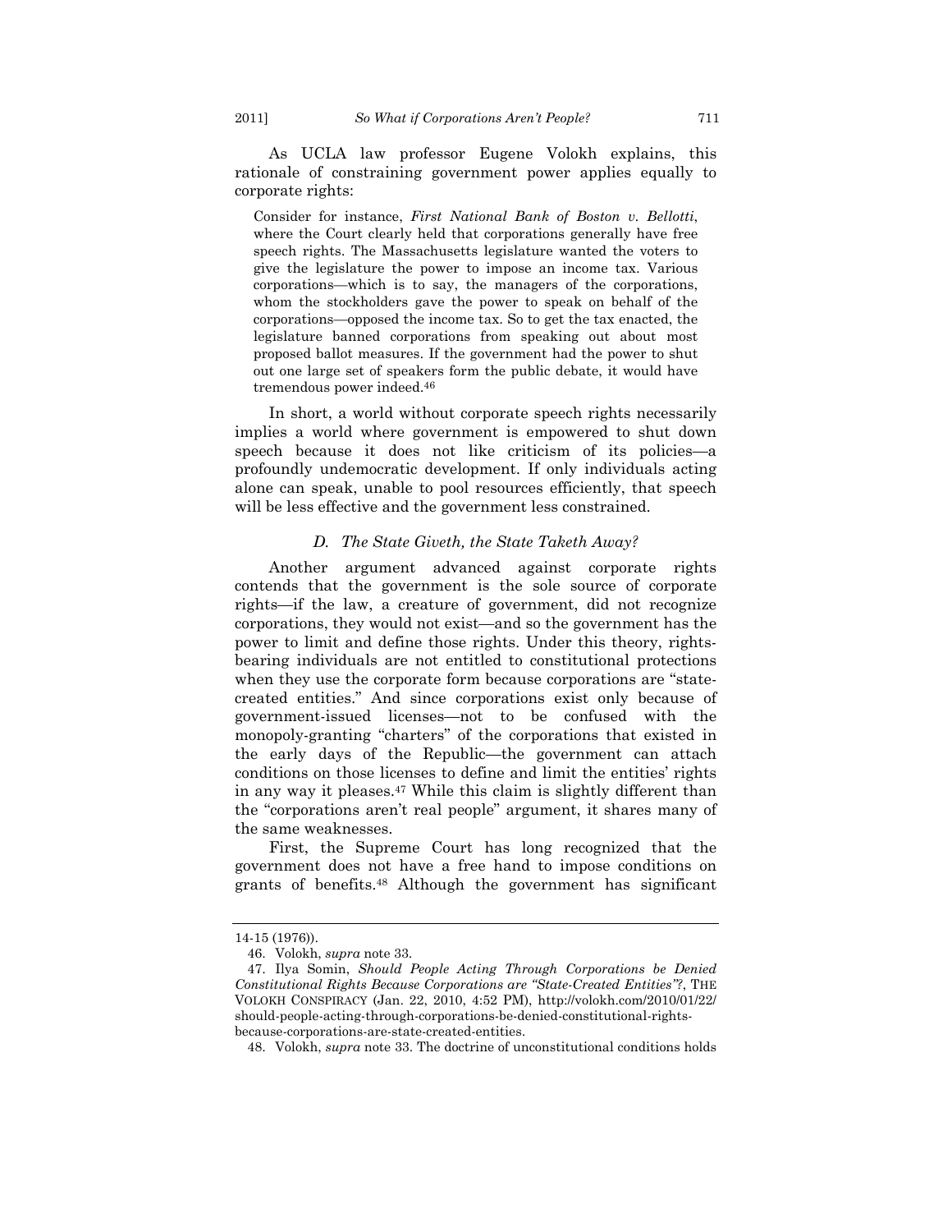As UCLA law professor Eugene Volokh explains, this rationale of constraining government power applies equally to corporate rights:

> Consider for instance, *First National Bank of Boston v. Bellotti*, where the Court clearly held that corporations generally have free speech rights. The Massachusetts legislature wanted the voters to give the legislature the power to impose an income tax. Various corporations—which is to say, the managers of the corporations, whom the stockholders gave the power to speak on behalf of the corporations—opposed the income tax. So to get the tax enacted, the legislature banned corporations from speaking out about most proposed ballot measures. If the government had the power to shut out one large set of speakers form the public debate, it would have tremendous power indeed.[46]

In short, a world without corporate speech rights necessarily implies a world where government is empowered to shut down speech because it does not like criticism of its policies—a profoundly undemocratic development. If only individuals acting alone can speak, unable to pool resources efficiently, that speech will be less effective and the government less constrained.

### *D. The State Giveth, the State Taketh Away?*

Another argument advanced against corporate rights contends that the government is the sole source of corporate rights—if the law, a creature of government, did not recognize corporations, they would not exist—and so the government has the power to limit and define those rights. Under this theory, rights-bearing individuals are not entitled to constitutional protections when they use the corporate form because corporations are "state-created entities." And since corporations exist only because of government-issued licenses—not to be confused with the monopoly-granting "charters" of the corporations that existed in the early days of the Republic—the government can attach conditions on those licenses to define and limit the entities' rights in any way it pleases.[47] While this claim is slightly different than the "corporations aren't real people" argument, it shares many of the same weaknesses.

First, the Supreme Court has long recognized that the government does not have a free hand to impose conditions on grants of benefits.[48] Although the government has significant

---

14-15 (1976)).

46. Volokh, *supra* note 33.

47. Ilya Somin, *Should People Acting Through Corporations be Denied Constitutional Rights Because Corporations are "State-Created Entities"?*, THE VOLOKH CONSPIRACY (Jan. 22, 2010, 4:52 PM), http://volokh.com/2010/01/22/should-people-acting-through-corporations-be-denied-constitutional-rights-because-corporations-are-state-created-entities.

48. Volokh, *supra* note 33. The doctrine of unconstitutional conditions holds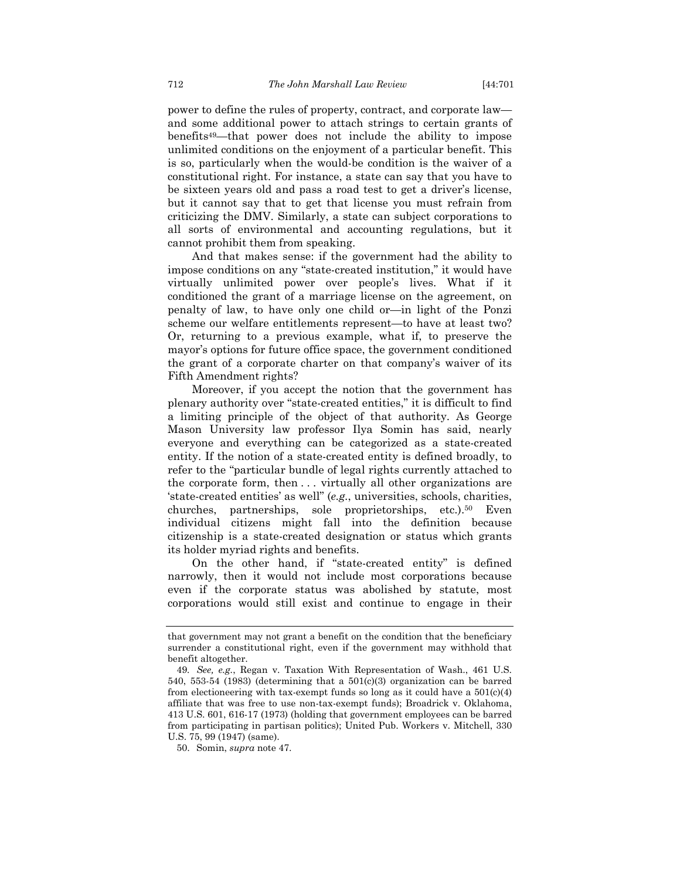power to define the rules of property, contract, and corporate law—and some additional power to attach strings to certain grants of benefits[49]—that power does not include the ability to impose unlimited conditions on the enjoyment of a particular benefit. This is so, particularly when the would-be condition is the waiver of a constitutional right. For instance, a state can say that you have to be sixteen years old and pass a road test to get a driver's license, but it cannot say that to get that license you must refrain from criticizing the DMV. Similarly, a state can subject corporations to all sorts of environmental and accounting regulations, but it cannot prohibit them from speaking.

And that makes sense: if the government had the ability to impose conditions on any "state-created institution," it would have virtually unlimited power over people's lives. What if it conditioned the grant of a marriage license on the agreement, on penalty of law, to have only one child or—in light of the Ponzi scheme our welfare entitlements represent—to have at least two? Or, returning to a previous example, what if, to preserve the mayor's options for future office space, the government conditioned the grant of a corporate charter on that company's waiver of its Fifth Amendment rights?

Moreover, if you accept the notion that the government has plenary authority over "state-created entities," it is difficult to find a limiting principle of the object of that authority. As George Mason University law professor Ilya Somin has said, nearly everyone and everything can be categorized as a state-created entity. If the notion of a state-created entity is defined broadly, to refer to the "particular bundle of legal rights currently attached to the corporate form, then . . . virtually all other organizations are 'state-created entities' as well" (*e.g.*, universities, schools, charities, churches, partnerships, sole proprietorships, etc.).[50] Even individual citizens might fall into the definition because citizenship is a state-created designation or status which grants its holder myriad rights and benefits.

On the other hand, if "state-created entity" is defined narrowly, then it would not include most corporations because even if the corporate status was abolished by statute, most corporations would still exist and continue to engage in their

---

that government may not grant a benefit on the condition that the beneficiary surrender a constitutional right, even if the government may withhold that benefit altogether.

49. *See, e.g.*, Regan v. Taxation With Representation of Wash., 461 U.S. 540, 553-54 (1983) (determining that a 501(c)(3) organization can be barred from electioneering with tax-exempt funds so long as it could have a 501(c)(4) affiliate that was free to use non-tax-exempt funds); Broadrick v. Oklahoma, 413 U.S. 601, 616-17 (1973) (holding that government employees can be barred from participating in partisan politics); United Pub. Workers v. Mitchell, 330 U.S. 75, 99 (1947) (same).

50. Somin, *supra* note 47.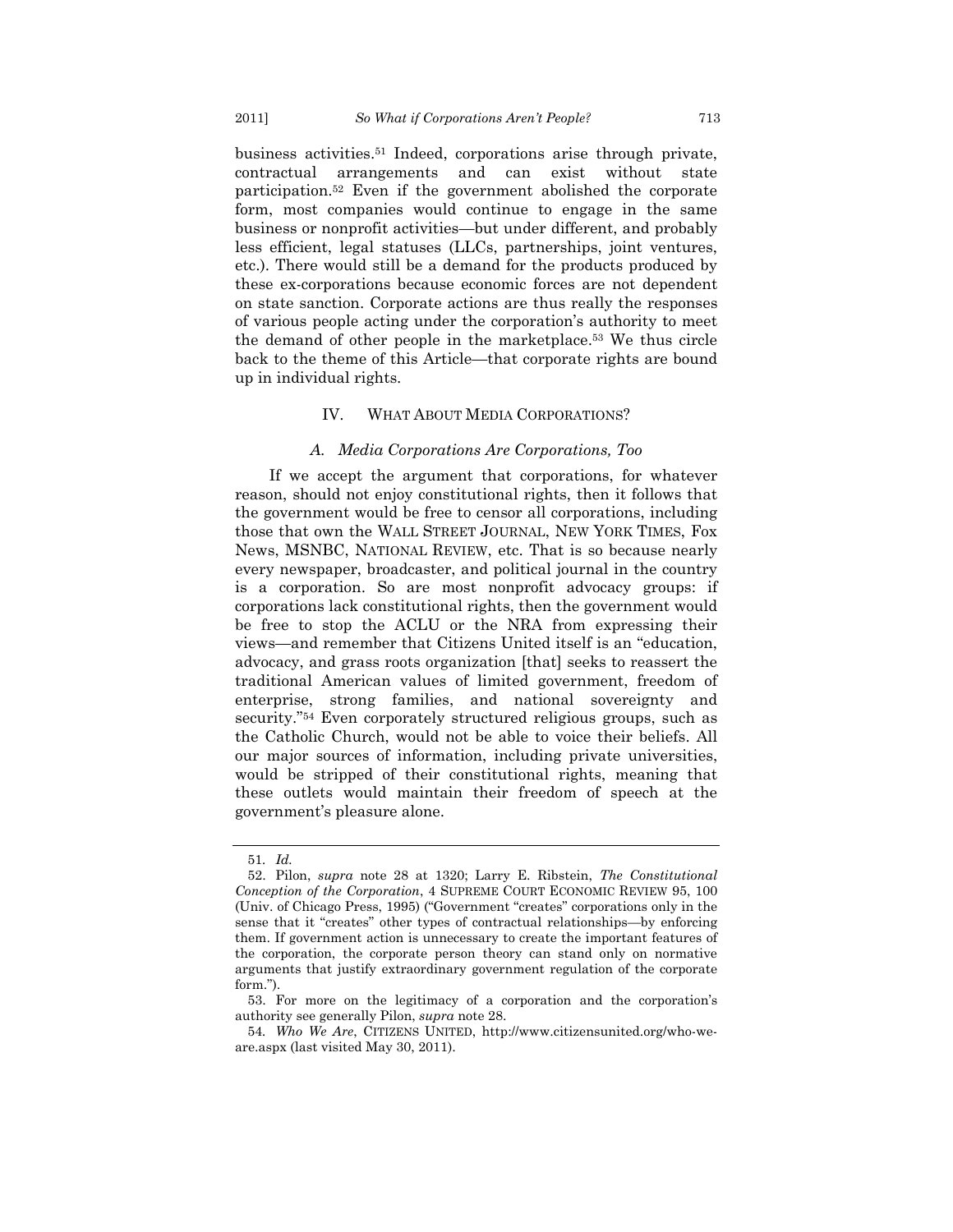business activities.[51] Indeed, corporations arise through private, contractual arrangements and can exist without state participation.[52] Even if the government abolished the corporate form, most companies would continue to engage in the same business or nonprofit activities—but under different, and probably less efficient, legal statuses (LLCs, partnerships, joint ventures, etc.). There would still be a demand for the products produced by these ex-corporations because economic forces are not dependent on state sanction. Corporate actions are thus really the responses of various people acting under the corporation's authority to meet the demand of other people in the marketplace.[53] We thus circle back to the theme of this Article—that corporate rights are bound up in individual rights.

## IV. WHAT ABOUT MEDIA CORPORATIONS?

### *A. Media Corporations Are Corporations, Too*

If we accept the argument that corporations, for whatever reason, should not enjoy constitutional rights, then it follows that the government would be free to censor all corporations, including those that own the WALL STREET JOURNAL, NEW YORK TIMES, Fox News, MSNBC, NATIONAL REVIEW, etc. That is so because nearly every newspaper, broadcaster, and political journal in the country is a corporation. So are most nonprofit advocacy groups: if corporations lack constitutional rights, then the government would be free to stop the ACLU or the NRA from expressing their views—and remember that Citizens United itself is an "education, advocacy, and grass roots organization [that] seeks to reassert the traditional American values of limited government, freedom of enterprise, strong families, and national sovereignty and security."[54] Even corporately structured religious groups, such as the Catholic Church, would not be able to voice their beliefs. All our major sources of information, including private universities, would be stripped of their constitutional rights, meaning that these outlets would maintain their freedom of speech at the government's pleasure alone.

---

51. *Id.*

52. Pilon, *supra* note 28 at 1320; Larry E. Ribstein, *The Constitutional Conception of the Corporation*, 4 SUPREME COURT ECONOMIC REVIEW 95, 100 (Univ. of Chicago Press, 1995) ("Government "creates" corporations only in the sense that it "creates" other types of contractual relationships—by enforcing them. If government action is unnecessary to create the important features of the corporation, the corporate person theory can stand only on normative arguments that justify extraordinary government regulation of the corporate form.").

53. For more on the legitimacy of a corporation and the corporation's authority see generally Pilon, *supra* note 28.

54. *Who We Are*, CITIZENS UNITED, http://www.citizensunited.org/who-we-are.aspx (last visited May 30, 2011).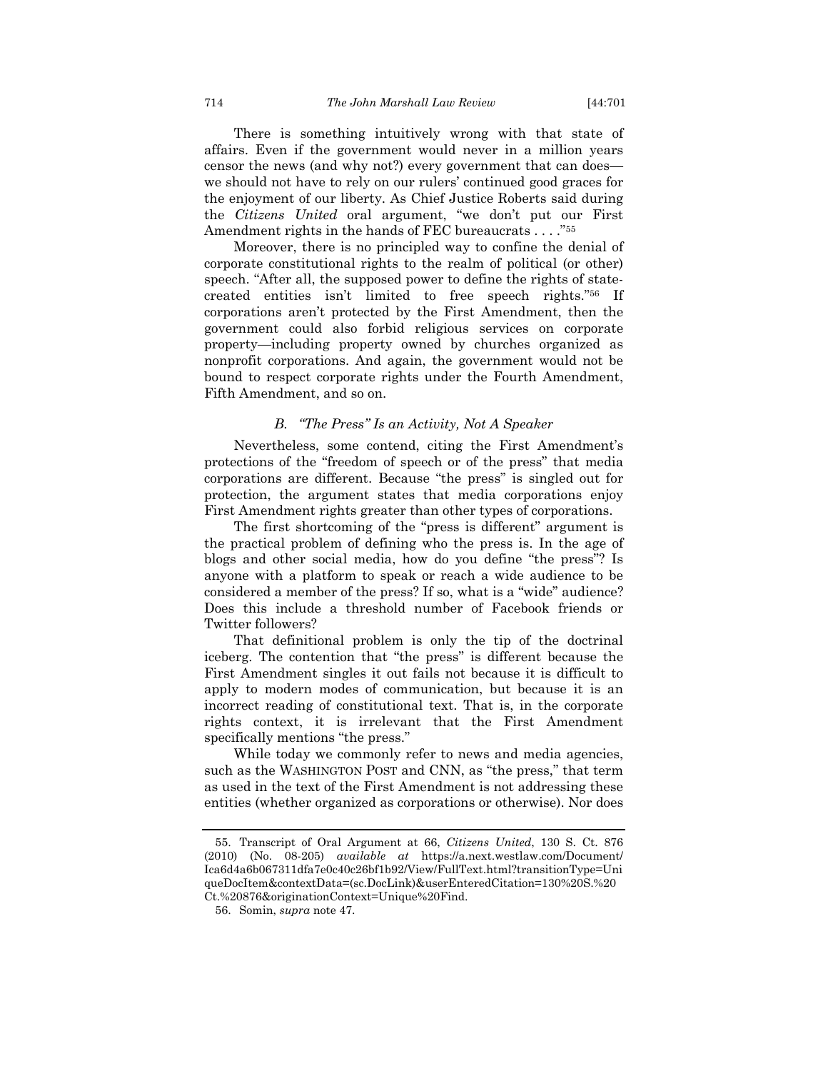There is something intuitively wrong with that state of affairs. Even if the government would never in a million years censor the news (and why not?) every government that can does—we should not have to rely on our rulers' continued good graces for the enjoyment of our liberty. As Chief Justice Roberts said during the *Citizens United* oral argument, "we don't put our First Amendment rights in the hands of FEC bureaucrats . . . ."[55]

Moreover, there is no principled way to confine the denial of corporate constitutional rights to the realm of political (or other) speech. "After all, the supposed power to define the rights of state-created entities isn't limited to free speech rights."[56] If corporations aren't protected by the First Amendment, then the government could also forbid religious services on corporate property—including property owned by churches organized as nonprofit corporations. And again, the government would not be bound to respect corporate rights under the Fourth Amendment, Fifth Amendment, and so on.

### *B. "The Press" Is an Activity, Not A Speaker*

Nevertheless, some contend, citing the First Amendment's protections of the "freedom of speech or of the press" that media corporations are different. Because "the press" is singled out for protection, the argument states that media corporations enjoy First Amendment rights greater than other types of corporations.

The first shortcoming of the "press is different" argument is the practical problem of defining who the press is. In the age of blogs and other social media, how do you define "the press"? Is anyone with a platform to speak or reach a wide audience to be considered a member of the press? If so, what is a "wide" audience? Does this include a threshold number of Facebook friends or Twitter followers?

That definitional problem is only the tip of the doctrinal iceberg. The contention that "the press" is different because the First Amendment singles it out fails not because it is difficult to apply to modern modes of communication, but because it is an incorrect reading of constitutional text. That is, in the corporate rights context, it is irrelevant that the First Amendment specifically mentions "the press."

While today we commonly refer to news and media agencies, such as the WASHINGTON POST and CNN, as "the press," that term as used in the text of the First Amendment is not addressing these entities (whether organized as corporations or otherwise). Nor does

---

55. Transcript of Oral Argument at 66, *Citizens United*, 130 S. Ct. 876 (2010) (No. 08-205) *available at* https://a.next.westlaw.com/Document/Ica6d4a6b067311dfa7e0c40c26bf1b92/View/FullText.html?transitionType=UniqueDocItem&contextData=(sc.DocLink)&userEnteredCitation=130%20S.%20Ct.%20876&originationContext=Unique%20Find.

56. Somin, *supra* note 47.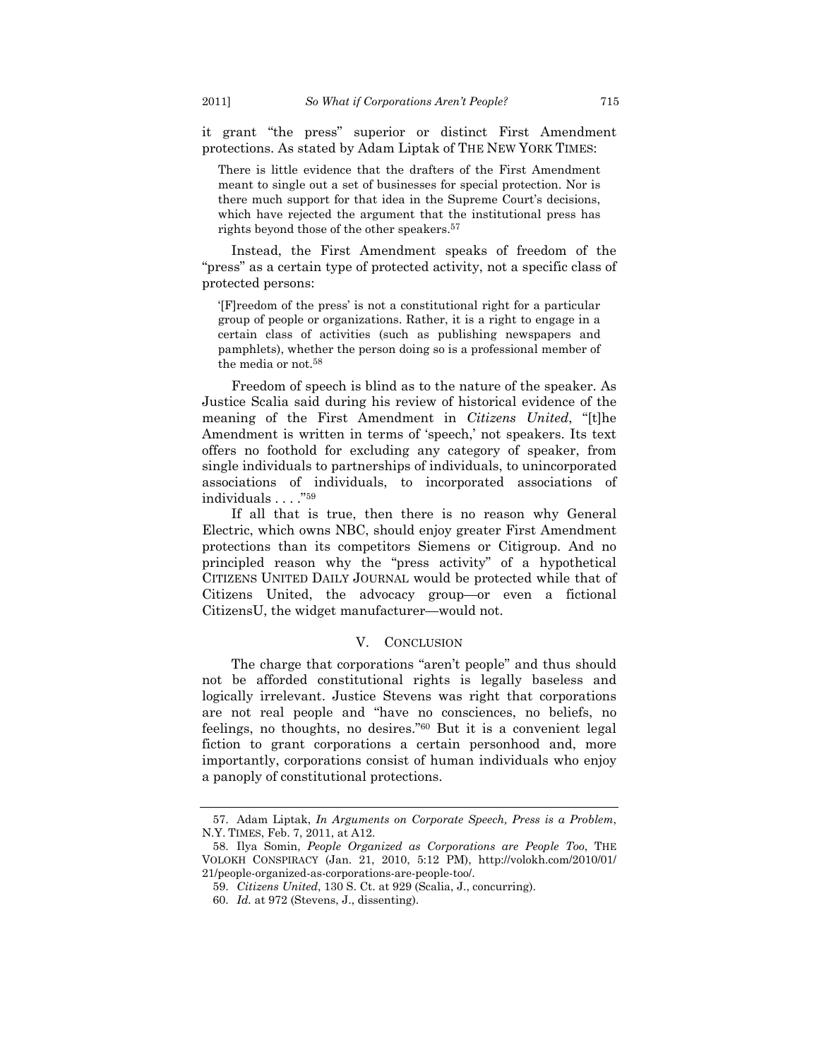it grant "the press" superior or distinct First Amendment protections. As stated by Adam Liptak of THE NEW YORK TIMES:

> There is little evidence that the drafters of the First Amendment meant to single out a set of businesses for special protection. Nor is there much support for that idea in the Supreme Court's decisions, which have rejected the argument that the institutional press has rights beyond those of the other speakers.[57]

Instead, the First Amendment speaks of freedom of the "press" as a certain type of protected activity, not a specific class of protected persons:

> '[F]reedom of the press' is not a constitutional right for a particular group of people or organizations. Rather, it is a right to engage in a certain class of activities (such as publishing newspapers and pamphlets), whether the person doing so is a professional member of the media or not.[58]

Freedom of speech is blind as to the nature of the speaker. As Justice Scalia said during his review of historical evidence of the meaning of the First Amendment in *Citizens United*, "[t]he Amendment is written in terms of 'speech,' not speakers. Its text offers no foothold for excluding any category of speaker, from single individuals to partnerships of individuals, to unincorporated associations of individuals, to incorporated associations of individuals . . . ."[59]

If all that is true, then there is no reason why General Electric, which owns NBC, should enjoy greater First Amendment protections than its competitors Siemens or Citigroup. And no principled reason why the "press activity" of a hypothetical CITIZENS UNITED DAILY JOURNAL would be protected while that of Citizens United, the advocacy group—or even a fictional CitizensU, the widget manufacturer—would not.

## V. CONCLUSION

The charge that corporations "aren't people" and thus should not be afforded constitutional rights is legally baseless and logically irrelevant. Justice Stevens was right that corporations are not real people and "have no consciences, no beliefs, no feelings, no thoughts, no desires."[60] But it is a convenient legal fiction to grant corporations a certain personhood and, more importantly, corporations consist of human individuals who enjoy a panoply of constitutional protections.

---

57. Adam Liptak, *In Arguments on Corporate Speech, Press is a Problem*, N.Y. TIMES, Feb. 7, 2011, at A12.

58. Ilya Somin, *People Organized as Corporations are People Too*, THE VOLOKH CONSPIRACY (Jan. 21, 2010, 5:12 PM), http://volokh.com/2010/01/21/people-organized-as-corporations-are-people-too/.

59. *Citizens United*, 130 S. Ct. at 929 (Scalia, J., concurring).

60. *Id.* at 972 (Stevens, J., dissenting).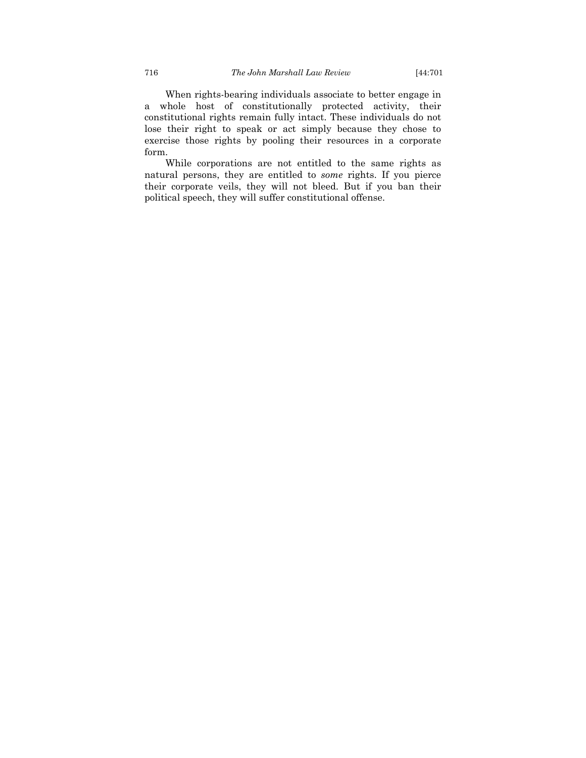When rights-bearing individuals associate to better engage in a whole host of constitutionally protected activity, their constitutional rights remain fully intact. These individuals do not lose their right to speak or act simply because they chose to exercise those rights by pooling their resources in a corporate form.

While corporations are not entitled to the same rights as natural persons, they are entitled to *some* rights. If you pierce their corporate veils, they will not bleed. But if you ban their political speech, they will suffer constitutional offense.